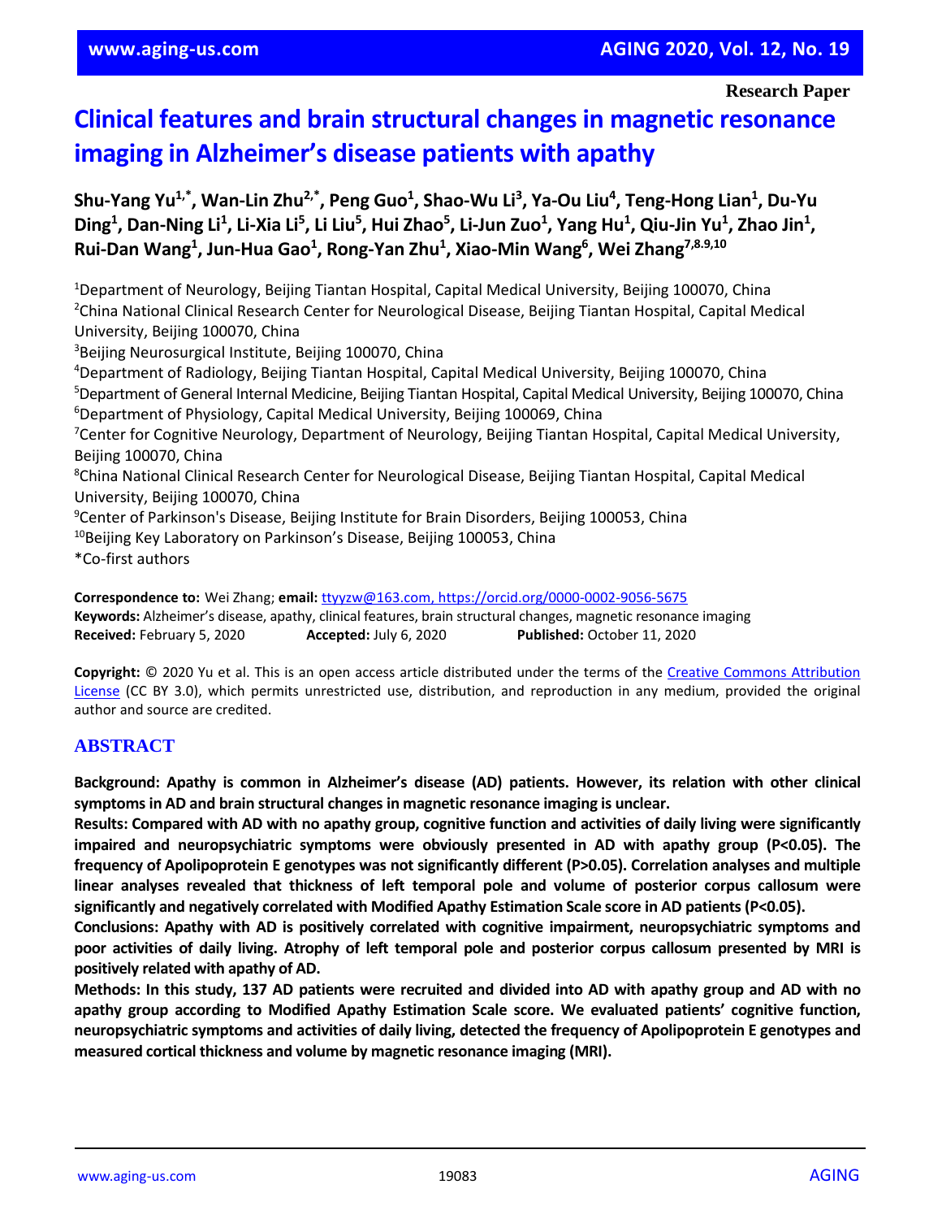Research Paper

# Clinical features and brain structural changes in magnetic resonance imaging in Alzheimer's disease patients with apathy

**Shu-Yang Yu[1,*], Wan-Lin Zhu[2,*], Peng Guo[1], Shao-Wu Li[3], Ya-Ou Liu[4], Teng-Hong Lian[1], Du-Yu Ding[1], Dan-Ning Li[1], Li-Xia Li[5], Li Liu[5], Hui Zhao[5], Li-Jun Zuo[1], Yang Hu[1], Qiu-Jin Yu[1], Zhao Jin[1], Rui-Dan Wang[1], Jun-Hua Gao[1], Rong-Yan Zhu[1], Xiao-Min Wang[6], Wei Zhang[7,8,9,10]**

[1]Department of Neurology, Beijing Tiantan Hospital, Capital Medical University, Beijing 100070, China
[2]China National Clinical Research Center for Neurological Disease, Beijing Tiantan Hospital, Capital Medical University, Beijing 100070, China
[3]Beijing Neurosurgical Institute, Beijing 100070, China
[4]Department of Radiology, Beijing Tiantan Hospital, Capital Medical University, Beijing 100070, China
[5]Department of General Internal Medicine, Beijing Tiantan Hospital, Capital Medical University, Beijing 100070, China
[6]Department of Physiology, Capital Medical University, Beijing 100069, China
[7]Center for Cognitive Neurology, Department of Neurology, Beijing Tiantan Hospital, Capital Medical University, Beijing 100070, China
[8]China National Clinical Research Center for Neurological Disease, Beijing Tiantan Hospital, Capital Medical University, Beijing 100070, China
[9]Center of Parkinson's Disease, Beijing Institute for Brain Disorders, Beijing 100053, China
[10]Beijing Key Laboratory on Parkinson's Disease, Beijing 100053, China
*Co-first authors

**Correspondence to:** Wei Zhang; **email:** ttyyzw@163.com, https://orcid.org/0000-0002-9056-5675
**Keywords:** Alzheimer's disease, apathy, clinical features, brain structural changes, magnetic resonance imaging
**Received:** February 5, 2020 **Accepted:** July 6, 2020 **Published:** October 11, 2020

**Copyright:** © 2020 Yu et al. This is an open access article distributed under the terms of the Creative Commons Attribution License (CC BY 3.0), which permits unrestricted use, distribution, and reproduction in any medium, provided the original author and source are credited.

## ABSTRACT

**Background: Apathy is common in Alzheimer's disease (AD) patients. However, its relation with other clinical symptoms in AD and brain structural changes in magnetic resonance imaging is unclear.**

**Results: Compared with AD with no apathy group, cognitive function and activities of daily living were significantly impaired and neuropsychiatric symptoms were obviously presented in AD with apathy group ($P<0.05$). The frequency of Apolipoprotein E genotypes was not significantly different ($P>0.05$). Correlation analyses and multiple linear analyses revealed that thickness of left temporal pole and volume of posterior corpus callosum were significantly and negatively correlated with Modified Apathy Estimation Scale score in AD patients ($P<0.05$).**

**Conclusions: Apathy with AD is positively correlated with cognitive impairment, neuropsychiatric symptoms and poor activities of daily living. Atrophy of left temporal pole and posterior corpus callosum presented by MRI is positively related with apathy of AD.**

**Methods: In this study, 137 AD patients were recruited and divided into AD with apathy group and AD with no apathy group according to Modified Apathy Estimation Scale score. We evaluated patients' cognitive function, neuropsychiatric symptoms and activities of daily living, detected the frequency of Apolipoprotein E genotypes and measured cortical thickness and volume by magnetic resonance imaging (MRI).**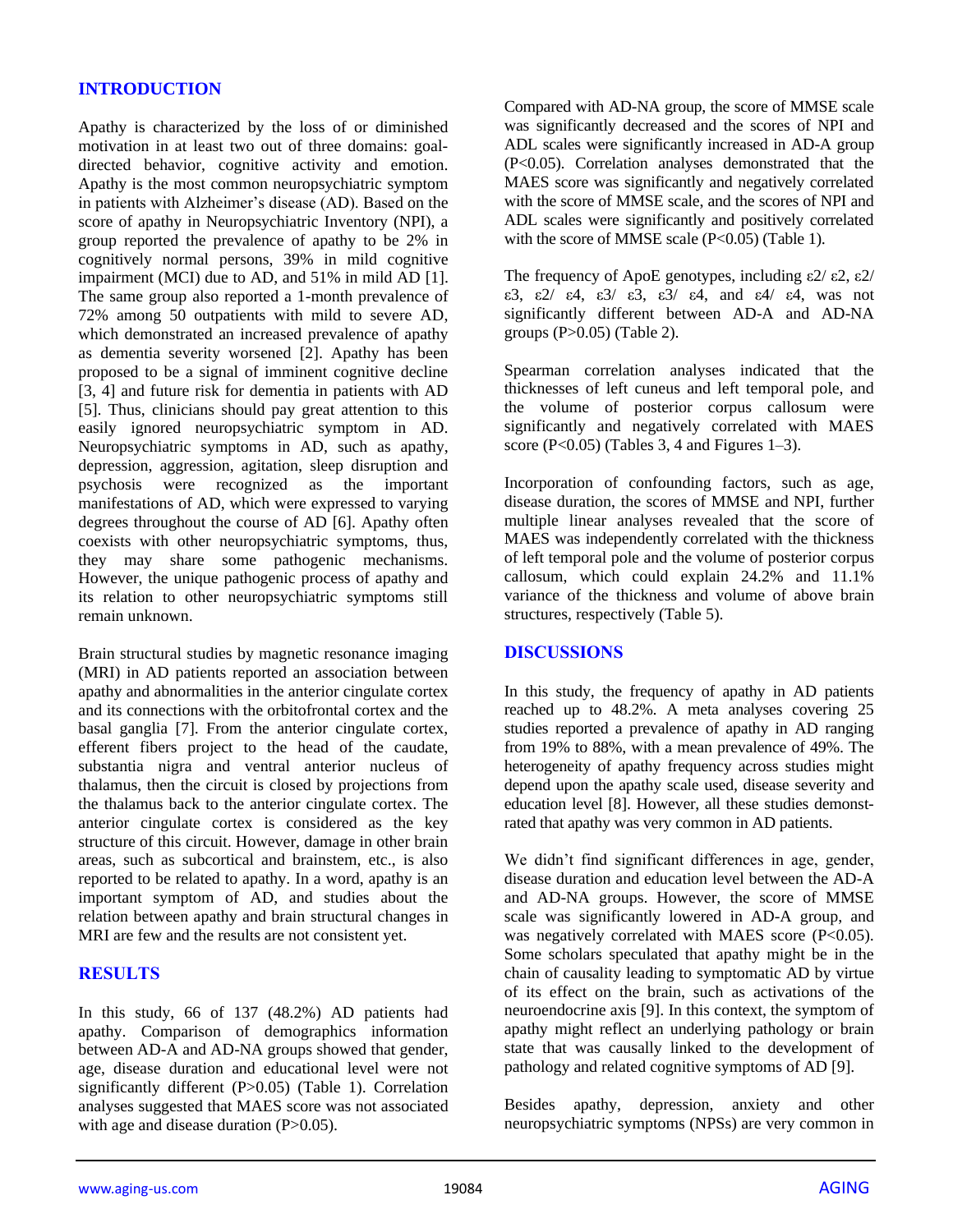## INTRODUCTION

Apathy is characterized by the loss of or diminished motivation in at least two out of three domains: goal-directed behavior, cognitive activity and emotion. Apathy is the most common neuropsychiatric symptom in patients with Alzheimer's disease (AD). Based on the score of apathy in Neuropsychiatric Inventory (NPI), a group reported the prevalence of apathy to be 2% in cognitively normal persons, 39% in mild cognitive impairment (MCI) due to AD, and 51% in mild AD [1]. The same group also reported a 1-month prevalence of 72% among 50 outpatients with mild to severe AD, which demonstrated an increased prevalence of apathy as dementia severity worsened [2]. Apathy has been proposed to be a signal of imminent cognitive decline [3, 4] and future risk for dementia in patients with AD [5]. Thus, clinicians should pay great attention to this easily ignored neuropsychiatric symptom in AD. Neuropsychiatric symptoms in AD, such as apathy, depression, aggression, agitation, sleep disruption and psychosis were recognized as the important manifestations of AD, which were expressed to varying degrees throughout the course of AD [6]. Apathy often coexists with other neuropsychiatric symptoms, thus, they may share some pathogenic mechanisms. However, the unique pathogenic process of apathy and its relation to other neuropsychiatric symptoms still remain unknown.

Brain structural studies by magnetic resonance imaging (MRI) in AD patients reported an association between apathy and abnormalities in the anterior cingulate cortex and its connections with the orbitofrontal cortex and the basal ganglia [7]. From the anterior cingulate cortex, efferent fibers project to the head of the caudate, substantia nigra and ventral anterior nucleus of thalamus, then the circuit is closed by projections from the thalamus back to the anterior cingulate cortex. The anterior cingulate cortex is considered as the key structure of this circuit. However, damage in other brain areas, such as subcortical and brainstem, etc., is also reported to be related to apathy. In a word, apathy is an important symptom of AD, and studies about the relation between apathy and brain structural changes in MRI are few and the results are not consistent yet.

## RESULTS

In this study, 66 of 137 (48.2%) AD patients had apathy. Comparison of demographics information between AD-A and AD-NA groups showed that gender, age, disease duration and educational level were not significantly different (P>0.05) (Table 1). Correlation analyses suggested that MAES score was not associated with age and disease duration (P>0.05).

Compared with AD-NA group, the score of MMSE scale was significantly decreased and the scores of NPI and ADL scales were significantly increased in AD-A group (P<0.05). Correlation analyses demonstrated that the MAES score was significantly and negatively correlated with the score of MMSE scale, and the scores of NPI and ADL scales were significantly and positively correlated with the score of MMSE scale (P<0.05) (Table 1).

The frequency of ApoE genotypes, including ε2/ ε2, ε2/ ε3, ε2/ ε4, ε3/ ε3, ε3/ ε4, and ε4/ ε4, was not significantly different between AD-A and AD-NA groups (P>0.05) (Table 2).

Spearman correlation analyses indicated that the thicknesses of left cuneus and left temporal pole, and the volume of posterior corpus callosum were significantly and negatively correlated with MAES score (P<0.05) (Tables 3, 4 and Figures 1–3).

Incorporation of confounding factors, such as age, disease duration, the scores of MMSE and NPI, further multiple linear analyses revealed that the score of MAES was independently correlated with the thickness of left temporal pole and the volume of posterior corpus callosum, which could explain 24.2% and 11.1% variance of the thickness and volume of above brain structures, respectively (Table 5).

## DISCUSSIONS

In this study, the frequency of apathy in AD patients reached up to 48.2%. A meta analyses covering 25 studies reported a prevalence of apathy in AD ranging from 19% to 88%, with a mean prevalence of 49%. The heterogeneity of apathy frequency across studies might depend upon the apathy scale used, disease severity and education level [8]. However, all these studies demonstrated that apathy was very common in AD patients.

We didn't find significant differences in age, gender, disease duration and education level between the AD-A and AD-NA groups. However, the score of MMSE scale was significantly lowered in AD-A group, and was negatively correlated with MAES score (P<0.05). Some scholars speculated that apathy might be in the chain of causality leading to symptomatic AD by virtue of its effect on the brain, such as activations of the neuroendocrine axis [9]. In this context, the symptom of apathy might reflect an underlying pathology or brain state that was causally linked to the development of pathology and related cognitive symptoms of AD [9].

Besides apathy, depression, anxiety and other neuropsychiatric symptoms (NPSs) are very common in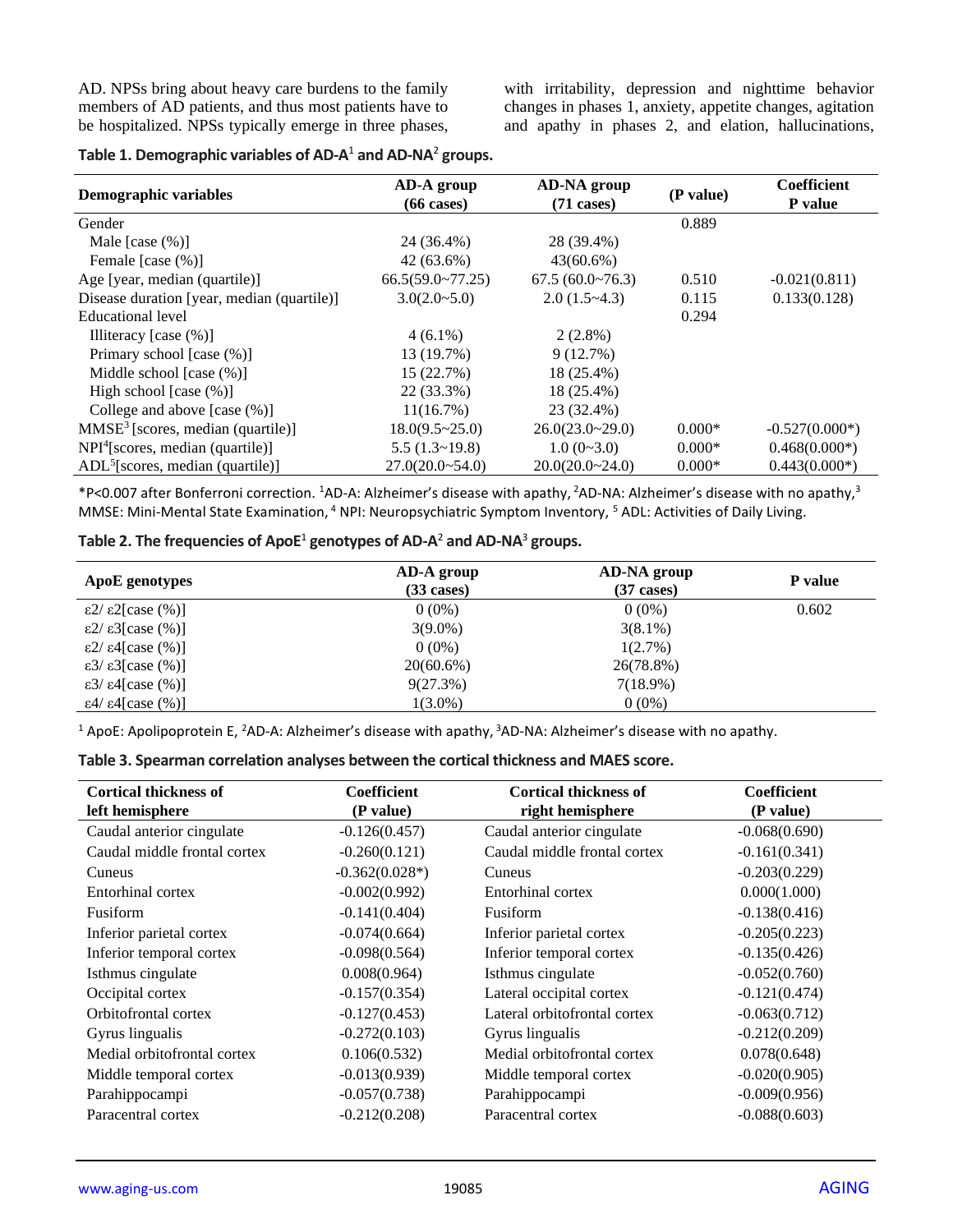AD. NPSs bring about heavy care burdens to the family members of AD patients, and thus most patients have to be hospitalized. NPSs typically emerge in three phases, with irritability, depression and nighttime behavior changes in phases 1, anxiety, appetite changes, agitation and apathy in phases 2, and elation, hallucinations,

**Table 1. Demographic variables of AD-A[1] and AD-NA[2] groups.**

| Demographic variables | AD-A group (66 cases) | AD-NA group (71 cases) | (P value) | Coefficient P value |
|---|---|---|---|---|
| Gender | | | 0.889 | |
| Male [case (%)] | 24 (36.4%) | 28 (39.4%) | | |
| Female [case (%)] | 42 (63.6%) | 43(60.6%) | | |
| Age [year, median (quartile)] | 66.5(59.0~77.25) | 67.5 (60.0~76.3) | 0.510 | -0.021(0.811) |
| Disease duration [year, median (quartile)] | 3.0(2.0~5.0) | 2.0 (1.5~4.3) | 0.115 | 0.133(0.128) |
| Educational level | | | 0.294 | |
| Illiteracy [case (%)] | 4 (6.1%) | 2 (2.8%) | | |
| Primary school [case (%)] | 13 (19.7%) | 9 (12.7%) | | |
| Middle school [case (%)] | 15 (22.7%) | 18 (25.4%) | | |
| High school [case (%)] | 22 (33.3%) | 18 (25.4%) | | |
| College and above [case (%)] | 11(16.7%) | 23 (32.4%) | | |
| MMSE[3] [scores, median (quartile)] | 18.0(9.5~25.0) | 26.0(23.0~29.0) | 0.000* | -0.527(0.000*) |
| NPI[4][scores, median (quartile)] | 5.5 (1.3~19.8) | 1.0 (0~3.0) | 0.000* | 0.468(0.000*) |
| ADL[5][scores, median (quartile)] | 27.0(20.0~54.0) | 20.0(20.0~24.0) | 0.000* | 0.443(0.000*) |

*P<0.007 after Bonferroni correction. [1]AD-A: Alzheimer's disease with apathy, [2]AD-NA: Alzheimer's disease with no apathy,[3] MMSE: Mini-Mental State Examination, [4] NPI: Neuropsychiatric Symptom Inventory, [5] ADL: Activities of Daily Living.

**Table 2. The frequencies of ApoE[1] genotypes of AD-A[2] and AD-NA[3] groups.**

| ApoE genotypes | AD-A group (33 cases) | AD-NA group (37 cases) | P value |
|---|---|---|---|
| ε2/ ε2[case (%)] | 0 (0%) | 0 (0%) | 0.602 |
| ε2/ ε3[case (%)] | 3(9.0%) | 3(8.1%) | |
| ε2/ ε4[case (%)] | 0 (0%) | 1(2.7%) | |
| ε3/ ε3[case (%)] | 20(60.6%) | 26(78.8%) | |
| ε3/ ε4[case (%)] | 9(27.3%) | 7(18.9%) | |
| ε4/ ε4[case (%)] | 1(3.0%) | 0 (0%) | |

[1] ApoE: Apolipoprotein E, [2]AD-A: Alzheimer's disease with apathy, [3]AD-NA: Alzheimer's disease with no apathy.

**Table 3. Spearman correlation analyses between the cortical thickness and MAES score.**

| Cortical thickness of left hemisphere | Coefficient (P value) | Cortical thickness of right hemisphere | Coefficient (P value) |
|---|---|---|---|
| Caudal anterior cingulate | -0.126(0.457) | Caudal anterior cingulate | -0.068(0.690) |
| Caudal middle frontal cortex | -0.260(0.121) | Caudal middle frontal cortex | -0.161(0.341) |
| Cuneus | -0.362(0.028*) | Cuneus | -0.203(0.229) |
| Entorhinal cortex | -0.002(0.992) | Entorhinal cortex | 0.000(1.000) |
| Fusiform | -0.141(0.404) | Fusiform | -0.138(0.416) |
| Inferior parietal cortex | -0.074(0.664) | Inferior parietal cortex | -0.205(0.223) |
| Inferior temporal cortex | -0.098(0.564) | Inferior temporal cortex | -0.135(0.426) |
| Isthmus cingulate | 0.008(0.964) | Isthmus cingulate | -0.052(0.760) |
| Occipital cortex | -0.157(0.354) | Lateral occipital cortex | -0.121(0.474) |
| Orbitofrontal cortex | -0.127(0.453) | Lateral orbitofrontal cortex | -0.063(0.712) |
| Gyrus lingualis | -0.272(0.103) | Gyrus lingualis | -0.212(0.209) |
| Medial orbitofrontal cortex | 0.106(0.532) | Medial orbitofrontal cortex | 0.078(0.648) |
| Middle temporal cortex | -0.013(0.939) | Middle temporal cortex | -0.020(0.905) |
| Parahippocampi | -0.057(0.738) | Parahippocampi | -0.009(0.956) |
| Paracentral cortex | -0.212(0.208) | Paracentral cortex | -0.088(0.603) |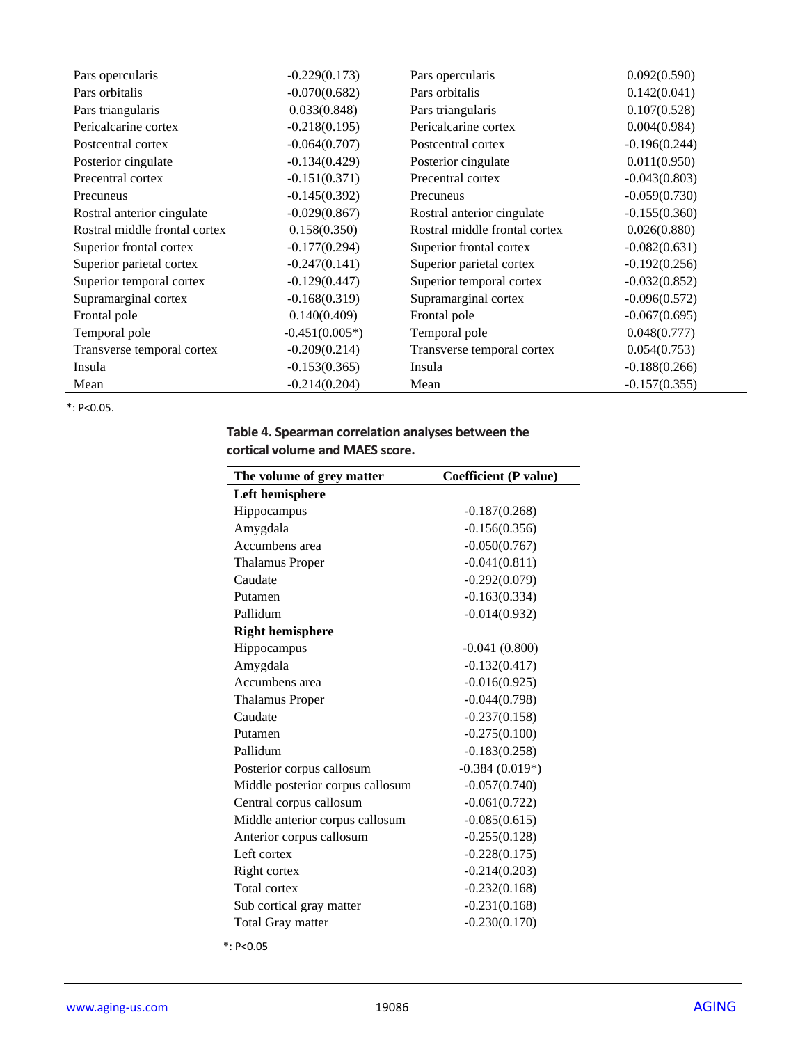| | | | |
|---|---|---|---|
| Pars opercularis | -0.229(0.173) | Pars opercularis | 0.092(0.590) |
| Pars orbitalis | -0.070(0.682) | Pars orbitalis | 0.142(0.041) |
| Pars triangularis | 0.033(0.848) | Pars triangularis | 0.107(0.528) |
| Pericalcarine cortex | -0.218(0.195) | Pericalcarine cortex | 0.004(0.984) |
| Postcentral cortex | -0.064(0.707) | Postcentral cortex | -0.196(0.244) |
| Posterior cingulate | -0.134(0.429) | Posterior cingulate | 0.011(0.950) |
| Precentral cortex | -0.151(0.371) | Precentral cortex | -0.043(0.803) |
| Precuneus | -0.145(0.392) | Precuneus | -0.059(0.730) |
| Rostral anterior cingulate | -0.029(0.867) | Rostral anterior cingulate | -0.155(0.360) |
| Rostral middle frontal cortex | 0.158(0.350) | Rostral middle frontal cortex | 0.026(0.880) |
| Superior frontal cortex | -0.177(0.294) | Superior frontal cortex | -0.082(0.631) |
| Superior parietal cortex | -0.247(0.141) | Superior parietal cortex | -0.192(0.256) |
| Superior temporal cortex | -0.129(0.447) | Superior temporal cortex | -0.032(0.852) |
| Supramarginal cortex | -0.168(0.319) | Supramarginal cortex | -0.096(0.572) |
| Frontal pole | 0.140(0.409) | Frontal pole | -0.067(0.695) |
| Temporal pole | -0.451(0.005*) | Temporal pole | 0.048(0.777) |
| Transverse temporal cortex | -0.209(0.214) | Transverse temporal cortex | 0.054(0.753) |
| Insula | -0.153(0.365) | Insula | -0.188(0.266) |
| Mean | -0.214(0.204) | Mean | -0.157(0.355) |

*: P<0.05.

**Table 4. Spearman correlation analyses between the cortical volume and MAES score.**

| The volume of grey matter | Coefficient (P value) |
|---|---|
| **Left hemisphere** | |
| Hippocampus | -0.187(0.268) |
| Amygdala | -0.156(0.356) |
| Accumbens area | -0.050(0.767) |
| Thalamus Proper | -0.041(0.811) |
| Caudate | -0.292(0.079) |
| Putamen | -0.163(0.334) |
| Pallidum | -0.014(0.932) |
| **Right hemisphere** | |
| Hippocampus | -0.041 (0.800) |
| Amygdala | -0.132(0.417) |
| Accumbens area | -0.016(0.925) |
| Thalamus Proper | -0.044(0.798) |
| Caudate | -0.237(0.158) |
| Putamen | -0.275(0.100) |
| Pallidum | -0.183(0.258) |
| Posterior corpus callosum | -0.384 (0.019*) |
| Middle posterior corpus callosum | -0.057(0.740) |
| Central corpus callosum | -0.061(0.722) |
| Middle anterior corpus callosum | -0.085(0.615) |
| Anterior corpus callosum | -0.255(0.128) |
| Left cortex | -0.228(0.175) |
| Right cortex | -0.214(0.203) |
| Total cortex | -0.232(0.168) |
| Sub cortical gray matter | -0.231(0.168) |
| Total Gray matter | -0.230(0.170) |

*: P<0.05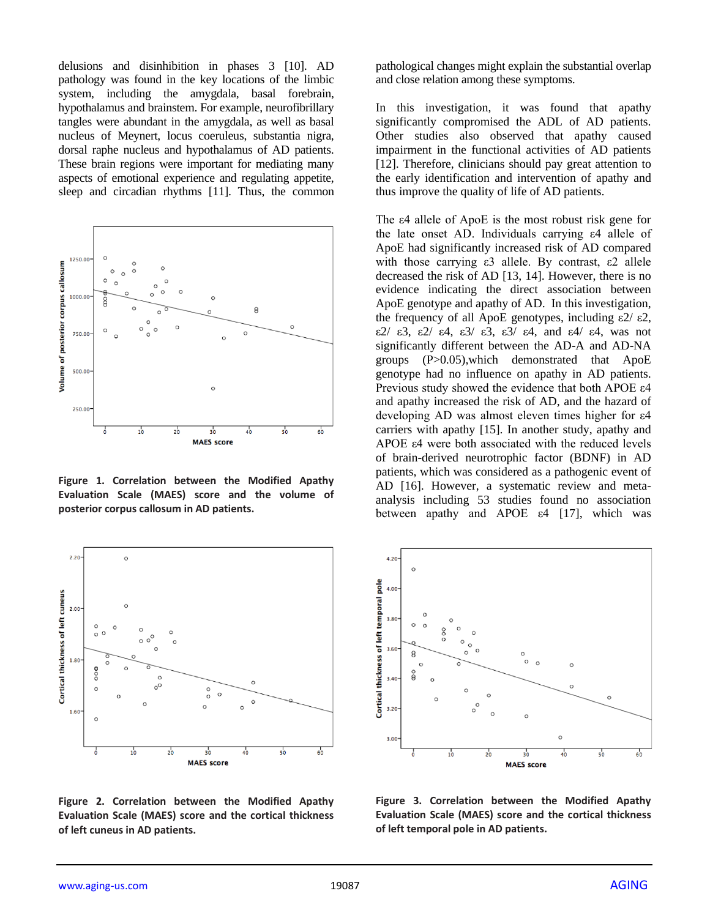delusions and disinhibition in phases 3 [10]. AD pathology was found in the key locations of the limbic system, including the amygdala, basal forebrain, hypothalamus and brainstem. For example, neurofibrillary tangles were abundant in the amygdala, as well as basal nucleus of Meynert, locus coeruleus, substantia nigra, dorsal raphe nucleus and hypothalamus of AD patients. These brain regions were important for mediating many aspects of emotional experience and regulating appetite, sleep and circadian rhythms [11]. Thus, the common pathological changes might explain the substantial overlap and close relation among these symptoms.

**Figure 1. Correlation between the Modified Apathy Evaluation Scale (MAES) score and the volume of posterior corpus callosum in AD patients.**

In this investigation, it was found that apathy significantly compromised the ADL of AD patients. Other studies also observed that apathy caused impairment in the functional activities of AD patients [12]. Therefore, clinicians should pay great attention to the early identification and intervention of apathy and thus improve the quality of life of AD patients.

The ε4 allele of ApoE is the most robust risk gene for the late onset AD. Individuals carrying ε4 allele of ApoE had significantly increased risk of AD compared with those carrying ε3 allele. By contrast, ε2 allele decreased the risk of AD [13, 14]. However, there is no evidence indicating the direct association between ApoE genotype and apathy of AD. In this investigation, the frequency of all ApoE genotypes, including ε2/ ε2, ε2/ ε3, ε2/ ε4, ε3/ ε3, ε3/ ε4, and ε4/ ε4, was not significantly different between the AD-A and AD-NA groups (P>0.05),which demonstrated that ApoE genotype had no influence on apathy in AD patients. Previous study showed the evidence that both APOE ε4 and apathy increased the risk of AD, and the hazard of developing AD was almost eleven times higher for ε4 carriers with apathy [15]. In another study, apathy and APOE ε4 were both associated with the reduced levels of brain-derived neurotrophic factor (BDNF) in AD patients, which was considered as a pathogenic event of AD [16]. However, a systematic review and meta-analysis including 53 studies found no association between apathy and APOE ε4 [17], which was

**Figure 2. Correlation between the Modified Apathy Evaluation Scale (MAES) score and the cortical thickness of left cuneus in AD patients.**

**Figure 3. Correlation between the Modified Apathy Evaluation Scale (MAES) score and the cortical thickness of left temporal pole in AD patients.**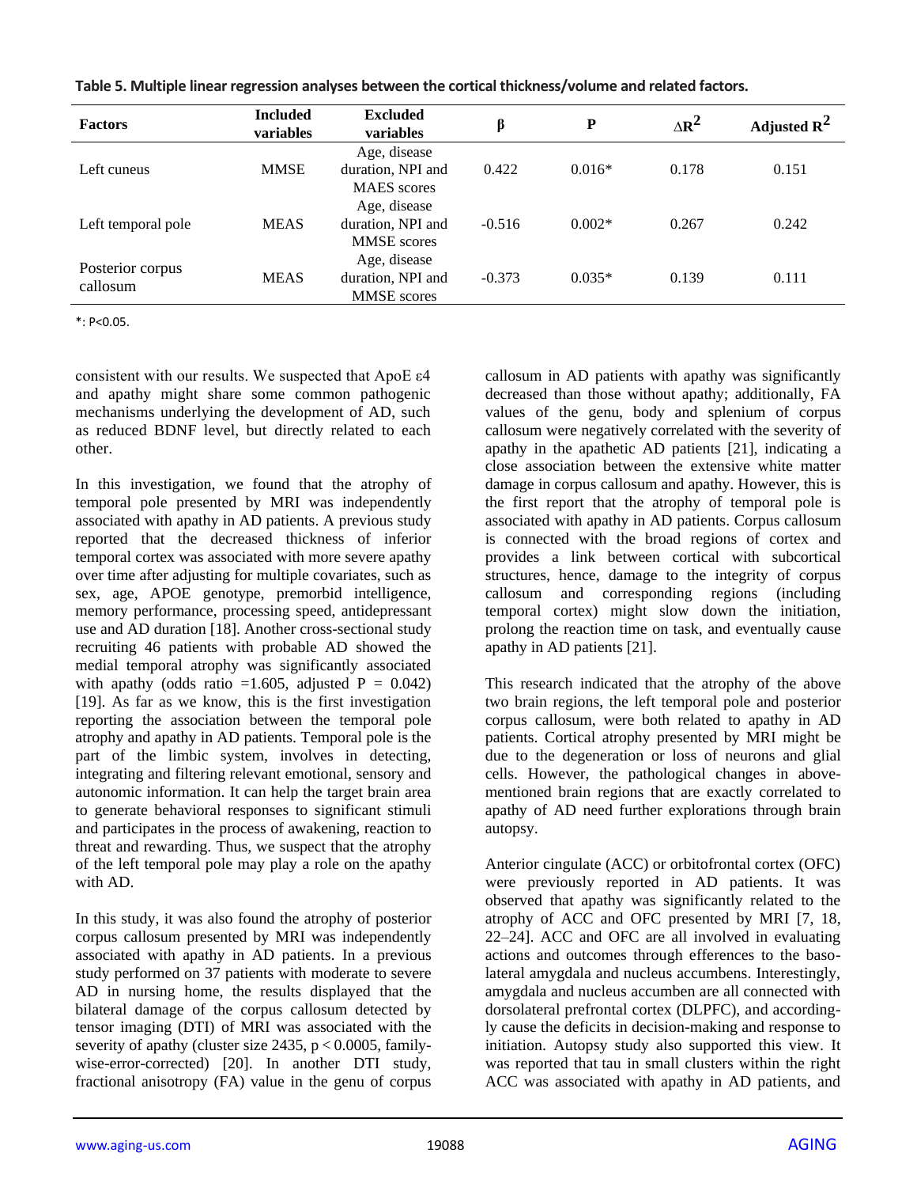**Table 5. Multiple linear regression analyses between the cortical thickness/volume and related factors.**

| Factors | Included variables | Excluded variables | β | P | $\Delta R^2$ | Adjusted $R^2$ |
|---|---|---|---|---|---|---|
| Left cuneus | MMSE | Age, disease duration, NPI and MAES scores | 0.422 | 0.016* | 0.178 | 0.151 |
| Left temporal pole | MEAS | Age, disease duration, NPI and MMSE scores | -0.516 | 0.002* | 0.267 | 0.242 |
| Posterior corpus callosum | MEAS | Age, disease duration, NPI and MMSE scores | -0.373 | 0.035* | 0.139 | 0.111 |

*: P<0.05.

consistent with our results. We suspected that ApoE ε4 and apathy might share some common pathogenic mechanisms underlying the development of AD, such as reduced BDNF level, but directly related to each other.

In this investigation, we found that the atrophy of temporal pole presented by MRI was independently associated with apathy in AD patients. A previous study reported that the decreased thickness of inferior temporal cortex was associated with more severe apathy over time after adjusting for multiple covariates, such as sex, age, APOE genotype, premorbid intelligence, memory performance, processing speed, antidepressant use and AD duration [18]. Another cross-sectional study recruiting 46 patients with probable AD showed the medial temporal atrophy was significantly associated with apathy (odds ratio =1.605, adjusted P = 0.042) [19]. As far as we know, this is the first investigation reporting the association between the temporal pole atrophy and apathy in AD patients. Temporal pole is the part of the limbic system, involves in detecting, integrating and filtering relevant emotional, sensory and autonomic information. It can help the target brain area to generate behavioral responses to significant stimuli and participates in the process of awakening, reaction to threat and rewarding. Thus, we suspect that the atrophy of the left temporal pole may play a role on the apathy with AD.

In this study, it was also found the atrophy of posterior corpus callosum presented by MRI was independently associated with apathy in AD patients. In a previous study performed on 37 patients with moderate to severe AD in nursing home, the results displayed that the bilateral damage of the corpus callosum detected by tensor imaging (DTI) of MRI was associated with the severity of apathy (cluster size 2435, $p < 0.0005$, family-wise-error-corrected) [20]. In another DTI study, fractional anisotropy (FA) value in the genu of corpus callosum in AD patients with apathy was significantly decreased than those without apathy; additionally, FA values of the genu, body and splenium of corpus callosum were negatively correlated with the severity of apathy in the apathetic AD patients [21], indicating a close association between the extensive white matter damage in corpus callosum and apathy. However, this is the first report that the atrophy of temporal pole is associated with apathy in AD patients. Corpus callosum is connected with the broad regions of cortex and provides a link between cortical with subcortical structures, hence, damage to the integrity of corpus callosum and corresponding regions (including temporal cortex) might slow down the initiation, prolong the reaction time on task, and eventually cause apathy in AD patients [21].

This research indicated that the atrophy of the above two brain regions, the left temporal pole and posterior corpus callosum, were both related to apathy in AD patients. Cortical atrophy presented by MRI might be due to the degeneration or loss of neurons and glial cells. However, the pathological changes in above-mentioned brain regions that are exactly correlated to apathy of AD need further explorations through brain autopsy.

Anterior cingulate (ACC) or orbitofrontal cortex (OFC) were previously reported in AD patients. It was observed that apathy was significantly related to the atrophy of ACC and OFC presented by MRI [7, 18, 22–24]. ACC and OFC are all involved in evaluating actions and outcomes through efferences to the baso-lateral amygdala and nucleus accumbens. Interestingly, amygdala and nucleus accumben are all connected with dorsolateral prefrontal cortex (DLPFC), and accordingly cause the deficits in decision-making and response to initiation. Autopsy study also supported this view. It was reported that tau in small clusters within the right ACC was associated with apathy in AD patients, and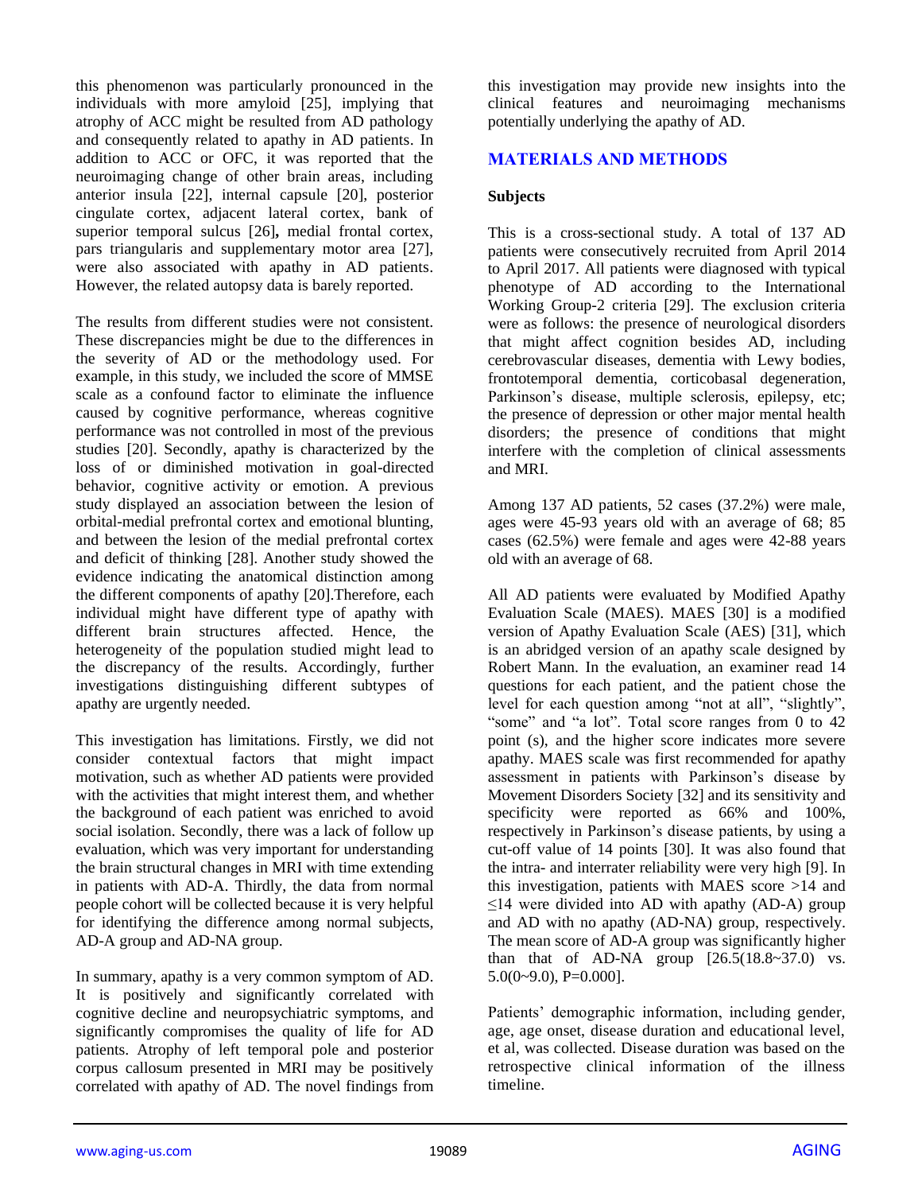this phenomenon was particularly pronounced in the individuals with more amyloid [25], implying that atrophy of ACC might be resulted from AD pathology and consequently related to apathy in AD patients. In addition to ACC or OFC, it was reported that the neuroimaging change of other brain areas, including anterior insula [22], internal capsule [20], posterior cingulate cortex, adjacent lateral cortex, bank of superior temporal sulcus [26]**,** medial frontal cortex, pars triangularis and supplementary motor area [27], were also associated with apathy in AD patients. However, the related autopsy data is barely reported.

The results from different studies were not consistent. These discrepancies might be due to the differences in the severity of AD or the methodology used. For example, in this study, we included the score of MMSE scale as a confound factor to eliminate the influence caused by cognitive performance, whereas cognitive performance was not controlled in most of the previous studies [20]. Secondly, apathy is characterized by the loss of or diminished motivation in goal-directed behavior, cognitive activity or emotion. A previous study displayed an association between the lesion of orbital-medial prefrontal cortex and emotional blunting, and between the lesion of the medial prefrontal cortex and deficit of thinking [28]. Another study showed the evidence indicating the anatomical distinction among the different components of apathy [20].Therefore, each individual might have different type of apathy with different brain structures affected. Hence, the heterogeneity of the population studied might lead to the discrepancy of the results. Accordingly, further investigations distinguishing different subtypes of apathy are urgently needed.

This investigation has limitations. Firstly, we did not consider contextual factors that might impact motivation, such as whether AD patients were provided with the activities that might interest them, and whether the background of each patient was enriched to avoid social isolation. Secondly, there was a lack of follow up evaluation, which was very important for understanding the brain structural changes in MRI with time extending in patients with AD-A. Thirdly, the data from normal people cohort will be collected because it is very helpful for identifying the difference among normal subjects, AD-A group and AD-NA group.

In summary, apathy is a very common symptom of AD. It is positively and significantly correlated with cognitive decline and neuropsychiatric symptoms, and significantly compromises the quality of life for AD patients. Atrophy of left temporal pole and posterior corpus callosum presented in MRI may be positively correlated with apathy of AD. The novel findings from this investigation may provide new insights into the clinical features and neuroimaging mechanisms potentially underlying the apathy of AD.

## MATERIALS AND METHODS

### Subjects

This is a cross-sectional study. A total of 137 AD patients were consecutively recruited from April 2014 to April 2017. All patients were diagnosed with typical phenotype of AD according to the International Working Group-2 criteria [29]. The exclusion criteria were as follows: the presence of neurological disorders that might affect cognition besides AD, including cerebrovascular diseases, dementia with Lewy bodies, frontotemporal dementia, corticobasal degeneration, Parkinson's disease, multiple sclerosis, epilepsy, etc; the presence of depression or other major mental health disorders; the presence of conditions that might interfere with the completion of clinical assessments and MRI.

Among 137 AD patients, 52 cases (37.2%) were male, ages were 45-93 years old with an average of 68; 85 cases (62.5%) were female and ages were 42-88 years old with an average of 68.

All AD patients were evaluated by Modified Apathy Evaluation Scale (MAES). MAES [30] is a modified version of Apathy Evaluation Scale (AES) [31], which is an abridged version of an apathy scale designed by Robert Mann. In the evaluation, an examiner read 14 questions for each patient, and the patient chose the level for each question among "not at all", "slightly", "some" and "a lot". Total score ranges from 0 to 42 point (s), and the higher score indicates more severe apathy. MAES scale was first recommended for apathy assessment in patients with Parkinson's disease by Movement Disorders Society [32] and its sensitivity and specificity were reported as 66% and 100%, respectively in Parkinson's disease patients, by using a cut-off value of 14 points [30]. It was also found that the intra- and interrater reliability were very high [9]. In this investigation, patients with MAES score >14 and ≤14 were divided into AD with apathy (AD-A) group and AD with no apathy (AD-NA) group, respectively. The mean score of AD-A group was significantly higher than that of AD-NA group [26.5(18.8~37.0) vs. 5.0(0~9.0), P=0.000].

Patients' demographic information, including gender, age, age onset, disease duration and educational level, et al, was collected. Disease duration was based on the retrospective clinical information of the illness timeline.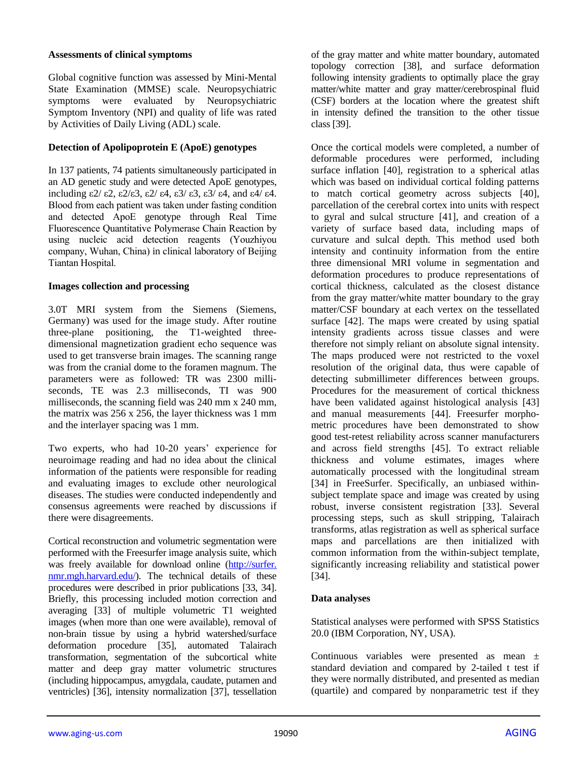### Assessments of clinical symptoms

Global cognitive function was assessed by Mini-Mental State Examination (MMSE) scale. Neuropsychiatric symptoms were evaluated by Neuropsychiatric Symptom Inventory (NPI) and quality of life was rated by Activities of Daily Living (ADL) scale.

### Detection of Apolipoprotein E (ApoE) genotypes

In 137 patients, 74 patients simultaneously participated in an AD genetic study and were detected ApoE genotypes, including ε2/ ε2, ε2/ε3, ε2/ ε4, ε3/ ε3, ε3/ ε4, and ε4/ ε4. Blood from each patient was taken under fasting condition and detected ApoE genotype through Real Time Fluorescence Quantitative Polymerase Chain Reaction by using nucleic acid detection reagents (Youzhiyou company, Wuhan, China) in clinical laboratory of Beijing Tiantan Hospital.

### Images collection and processing

3.0T MRI system from the Siemens (Siemens, Germany) was used for the image study. After routine three-plane positioning, the T1-weighted three-dimensional magnetization gradient echo sequence was used to get transverse brain images. The scanning range was from the cranial dome to the foramen magnum. The parameters were as followed: TR was 2300 milli-seconds, TE was 2.3 milliseconds, TI was 900 milliseconds, the scanning field was 240 mm x 240 mm, the matrix was 256 x 256, the layer thickness was 1 mm and the interlayer spacing was 1 mm.

Two experts, who had 10-20 years' experience for neuroimage reading and had no idea about the clinical information of the patients were responsible for reading and evaluating images to exclude other neurological diseases. The studies were conducted independently and consensus agreements were reached by discussions if there were disagreements.

Cortical reconstruction and volumetric segmentation were performed with the Freesurfer image analysis suite, which was freely available for download online (http://surfer.nmr.mgh.harvard.edu/). The technical details of these procedures were described in prior publications [33, 34]. Briefly, this processing included motion correction and averaging [33] of multiple volumetric T1 weighted images (when more than one were available), removal of non-brain tissue by using a hybrid watershed/surface deformation procedure [35], automated Talairach transformation, segmentation of the subcortical white matter and deep gray matter volumetric structures (including hippocampus, amygdala, caudate, putamen and ventricles) [36], intensity normalization [37], tessellation of the gray matter and white matter boundary, automated topology correction [38], and surface deformation following intensity gradients to optimally place the gray matter/white matter and gray matter/cerebrospinal fluid (CSF) borders at the location where the greatest shift in intensity defined the transition to the other tissue class [39].

Once the cortical models were completed, a number of deformable procedures were performed, including surface inflation [40], registration to a spherical atlas which was based on individual cortical folding patterns to match cortical geometry across subjects [40], parcellation of the cerebral cortex into units with respect to gyral and sulcal structure [41], and creation of a variety of surface based data, including maps of curvature and sulcal depth. This method used both intensity and continuity information from the entire three dimensional MRI volume in segmentation and deformation procedures to produce representations of cortical thickness, calculated as the closest distance from the gray matter/white matter boundary to the gray matter/CSF boundary at each vertex on the tessellated surface [42]. The maps were created by using spatial intensity gradients across tissue classes and were therefore not simply reliant on absolute signal intensity. The maps produced were not restricted to the voxel resolution of the original data, thus were capable of detecting submillimeter differences between groups. Procedures for the measurement of cortical thickness have been validated against histological analysis [43] and manual measurements [44]. Freesurfer morpho-metric procedures have been demonstrated to show good test-retest reliability across scanner manufacturers and across field strengths [45]. To extract reliable thickness and volume estimates, images where automatically processed with the longitudinal stream [34] in FreeSurfer. Specifically, an unbiased within-subject template space and image was created by using robust, inverse consistent registration [33]. Several processing steps, such as skull stripping, Talairach transforms, atlas registration as well as spherical surface maps and parcellations are then initialized with common information from the within-subject template, significantly increasing reliability and statistical power [34].

### Data analyses

Statistical analyses were performed with SPSS Statistics 20.0 (IBM Corporation, NY, USA).

Continuous variables were presented as mean ± standard deviation and compared by 2-tailed t test if they were normally distributed, and presented as median (quartile) and compared by nonparametric test if they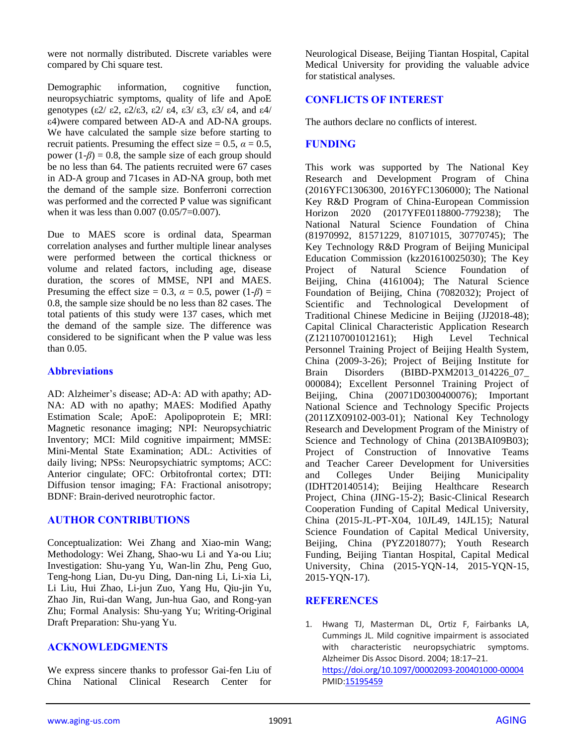were not normally distributed. Discrete variables were compared by Chi square test.

Demographic information, cognitive function, neuropsychiatric symptoms, quality of life and ApoE genotypes (ε2/ ε2, ε2/ε3, ε2/ ε4, ε3/ ε3, ε3/ ε4, and ε4/ ε4)were compared between AD-A and AD-NA groups. We have calculated the sample size before starting to recruit patients. Presuming the effect size = 0.5, $\alpha = 0.5$, power $(1-\beta) = 0.8$, the sample size of each group should be no less than 64. The patients recruited were 67 cases in AD-A group and 71cases in AD-NA group, both met the demand of the sample size. Bonferroni correction was performed and the corrected P value was significant when it was less than 0.007 (0.05/7=0.007).

Due to MAES score is ordinal data, Spearman correlation analyses and further multiple linear analyses were performed between the cortical thickness or volume and related factors, including age, disease duration, the scores of MMSE, NPI and MAES. Presuming the effect size = 0.3, $\alpha = 0.5$, power $(1-\beta) = 0.8$, the sample size should be no less than 82 cases. The total patients of this study were 137 cases, which met the demand of the sample size. The difference was considered to be significant when the P value was less than 0.05.

## Abbreviations

AD: Alzheimer's disease; AD-A: AD with apathy; AD-NA: AD with no apathy; MAES: Modified Apathy Estimation Scale; ApoE: Apolipoprotein E; MRI: Magnetic resonance imaging; NPI: Neuropsychiatric Inventory; MCI: Mild cognitive impairment; MMSE: Mini-Mental State Examination; ADL: Activities of daily living; NPSs: Neuropsychiatric symptoms; ACC: Anterior cingulate; OFC: Orbitofrontal cortex; DTI: Diffusion tensor imaging; FA: Fractional anisotropy; BDNF: Brain-derived neurotrophic factor.

## AUTHOR CONTRIBUTIONS

Conceptualization: Wei Zhang and Xiao-min Wang; Methodology: Wei Zhang, Shao-wu Li and Ya-ou Liu; Investigation: Shu-yang Yu, Wan-lin Zhu, Peng Guo, Teng-hong Lian, Du-yu Ding, Dan-ning Li, Li-xia Li, Li Liu, Hui Zhao, Li-jun Zuo, Yang Hu, Qiu-jin Yu, Zhao Jin, Rui-dan Wang, Jun-hua Gao, and Rong-yan Zhu; Formal Analysis: Shu-yang Yu; Writing-Original Draft Preparation: Shu-yang Yu.

## ACKNOWLEDGMENTS

We express sincere thanks to professor Gai-fen Liu of China National Clinical Research Center for Neurological Disease, Beijing Tiantan Hospital, Capital Medical University for providing the valuable advice for statistical analyses.

## CONFLICTS OF INTEREST

The authors declare no conflicts of interest.

## FUNDING

This work was supported by The National Key Research and Development Program of China (2016YFC1306300, 2016YFC1306000); The National Key R&D Program of China-European Commission Horizon 2020 (2017YFE0118800-779238); The National Natural Science Foundation of China (81970992, 81571229, 81071015, 30770745); The Key Technology R&D Program of Beijing Municipal Education Commission (kz201610025030); The Key Project of Natural Science Foundation of Beijing, China (4161004); The Natural Science Foundation of Beijing, China (7082032); Project of Scientific and Technological Development of Traditional Chinese Medicine in Beijing (JJ2018-48); Capital Clinical Characteristic Application Research (Z121107001012161); High Level Technical Personnel Training Project of Beijing Health System, China (2009-3-26); Project of Beijing Institute for Brain Disorders (BIBD-PXM2013_014226_07_000084); Excellent Personnel Training Project of Beijing, China (20071D0300400076); Important National Science and Technology Specific Projects (2011ZX09102-003-01); National Key Technology Research and Development Program of the Ministry of Science and Technology of China (2013BAI09B03); Project of Construction of Innovative Teams and Teacher Career Development for Universities and Colleges Under Beijing Municipality (IDHT20140514); Beijing Healthcare Research Project, China (JING-15-2); Basic-Clinical Research Cooperation Funding of Capital Medical University, China (2015-JL-PT-X04, 10JL49, 14JL15); Natural Science Foundation of Capital Medical University, Beijing, China (PYZ2018077); Youth Research Funding, Beijing Tiantan Hospital, Capital Medical University, China (2015-YQN-14, 2015-YQN-15, 2015-YQN-17).

## REFERENCES

1. Hwang TJ, Masterman DL, Ortiz F, Fairbanks LA, Cummings JL. Mild cognitive impairment is associated with characteristic neuropsychiatric symptoms. Alzheimer Dis Assoc Disord. 2004; 18:17–21. https://doi.org/10.1097/00002093-200401000-00004 PMID:15195459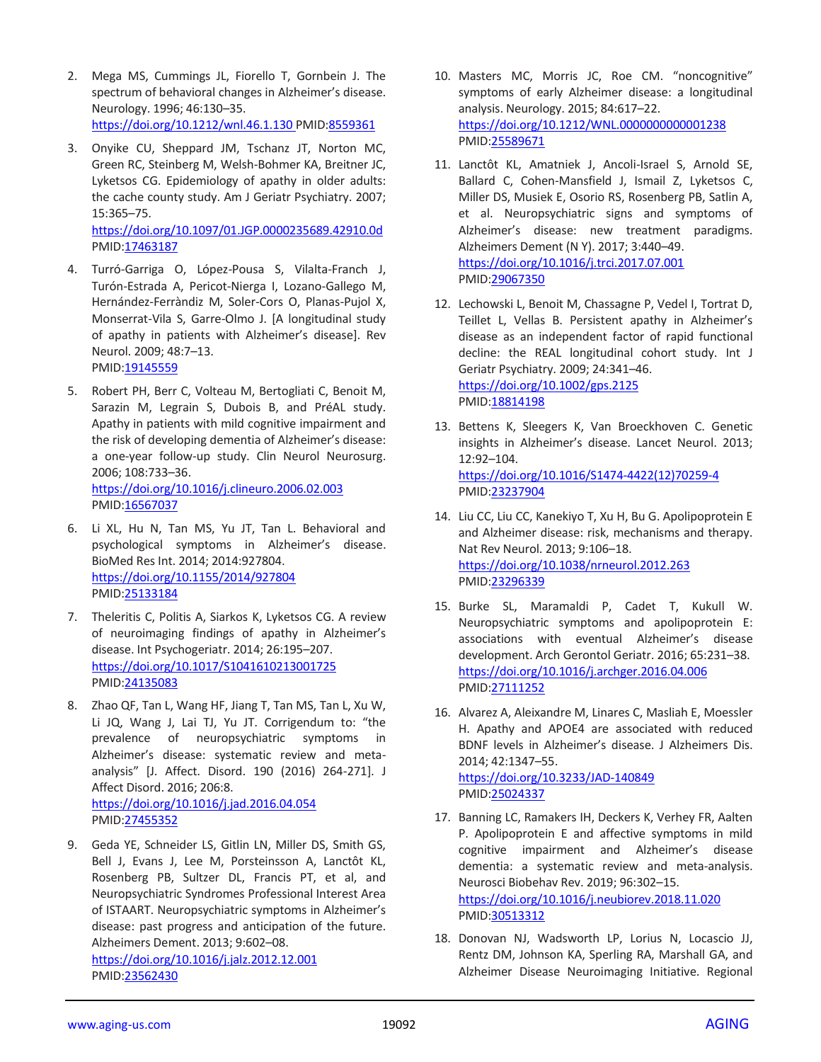2. Mega MS, Cummings JL, Fiorello T, Gornbein J. The spectrum of behavioral changes in Alzheimer's disease. Neurology. 1996; 46:130–35. https://doi.org/10.1212/wnl.46.1.130 PMID:8559361

3. Onyike CU, Sheppard JM, Tschanz JT, Norton MC, Green RC, Steinberg M, Welsh-Bohmer KA, Breitner JC, Lyketsos CG. Epidemiology of apathy in older adults: the cache county study. Am J Geriatr Psychiatry. 2007; 15:365–75. https://doi.org/10.1097/01.JGP.0000235689.42910.0d PMID:17463187

4. Turró-Garriga O, López-Pousa S, Vilalta-Franch J, Turón-Estrada A, Pericot-Nierga I, Lozano-Gallego M, Hernández-Ferràndiz M, Soler-Cors O, Planas-Pujol X, Monserrat-Vila S, Garre-Olmo J. [A longitudinal study of apathy in patients with Alzheimer's disease]. Rev Neurol. 2009; 48:7–13. PMID:19145559

5. Robert PH, Berr C, Volteau M, Bertogliati C, Benoit M, Sarazin M, Legrain S, Dubois B, and PréAL study. Apathy in patients with mild cognitive impairment and the risk of developing dementia of Alzheimer's disease: a one-year follow-up study. Clin Neurol Neurosurg. 2006; 108:733–36. https://doi.org/10.1016/j.clineuro.2006.02.003 PMID:16567037

6. Li XL, Hu N, Tan MS, Yu JT, Tan L. Behavioral and psychological symptoms in Alzheimer's disease. BioMed Res Int. 2014; 2014:927804. https://doi.org/10.1155/2014/927804 PMID:25133184

7. Theleritis C, Politis A, Siarkos K, Lyketsos CG. A review of neuroimaging findings of apathy in Alzheimer's disease. Int Psychogeriatr. 2014; 26:195–207. https://doi.org/10.1017/S1041610213001725 PMID:24135083

8. Zhao QF, Tan L, Wang HF, Jiang T, Tan MS, Tan L, Xu W, Li JQ, Wang J, Lai TJ, Yu JT. Corrigendum to: "the prevalence of neuropsychiatric symptoms in Alzheimer's disease: systematic review and meta-analysis" [J. Affect. Disord. 190 (2016) 264-271]. J Affect Disord. 2016; 206:8. https://doi.org/10.1016/j.jad.2016.04.054 PMID:27455352

9. Geda YE, Schneider LS, Gitlin LN, Miller DS, Smith GS, Bell J, Evans J, Lee M, Porsteinsson A, Lanctôt KL, Rosenberg PB, Sultzer DL, Francis PT, et al, and Neuropsychiatric Syndromes Professional Interest Area of ISTAART. Neuropsychiatric symptoms in Alzheimer's disease: past progress and anticipation of the future. Alzheimers Dement. 2013; 9:602–08. https://doi.org/10.1016/j.jalz.2012.12.001 PMID:23562430

10. Masters MC, Morris JC, Roe CM. "noncognitive" symptoms of early Alzheimer disease: a longitudinal analysis. Neurology. 2015; 84:617–22. https://doi.org/10.1212/WNL.0000000000001238 PMID:25589671

11. Lanctôt KL, Amatniek J, Ancoli-Israel S, Arnold SE, Ballard C, Cohen-Mansfield J, Ismail Z, Lyketsos C, Miller DS, Musiek E, Osorio RS, Rosenberg PB, Satlin A, et al. Neuropsychiatric signs and symptoms of Alzheimer's disease: new treatment paradigms. Alzheimers Dement (N Y). 2017; 3:440–49. https://doi.org/10.1016/j.trci.2017.07.001 PMID:29067350

12. Lechowski L, Benoit M, Chassagne P, Vedel I, Tortrat D, Teillet L, Vellas B. Persistent apathy in Alzheimer's disease as an independent factor of rapid functional decline: the REAL longitudinal cohort study. Int J Geriatr Psychiatry. 2009; 24:341–46. https://doi.org/10.1002/gps.2125 PMID:18814198

13. Bettens K, Sleegers K, Van Broeckhoven C. Genetic insights in Alzheimer's disease. Lancet Neurol. 2013; 12:92–104. https://doi.org/10.1016/S1474-4422(12)70259-4 PMID:23237904

14. Liu CC, Liu CC, Kanekiyo T, Xu H, Bu G. Apolipoprotein E and Alzheimer disease: risk, mechanisms and therapy. Nat Rev Neurol. 2013; 9:106–18. https://doi.org/10.1038/nrneurol.2012.263 PMID:23296339

15. Burke SL, Maramaldi P, Cadet T, Kukull W. Neuropsychiatric symptoms and apolipoprotein E: associations with eventual Alzheimer's disease development. Arch Gerontol Geriatr. 2016; 65:231–38. https://doi.org/10.1016/j.archger.2016.04.006 PMID:27111252

16. Alvarez A, Aleixandre M, Linares C, Masliah E, Moessler H. Apathy and APOE4 are associated with reduced BDNF levels in Alzheimer's disease. J Alzheimers Dis. 2014; 42:1347–55. https://doi.org/10.3233/JAD-140849 PMID:25024337

17. Banning LC, Ramakers IH, Deckers K, Verhey FR, Aalten P. Apolipoprotein E and affective symptoms in mild cognitive impairment and Alzheimer's disease dementia: a systematic review and meta-analysis. Neurosci Biobehav Rev. 2019; 96:302–15. https://doi.org/10.1016/j.neubiorev.2018.11.020 PMID:30513312

18. Donovan NJ, Wadsworth LP, Lorius N, Locascio JJ, Rentz DM, Johnson KA, Sperling RA, Marshall GA, and Alzheimer Disease Neuroimaging Initiative. Regional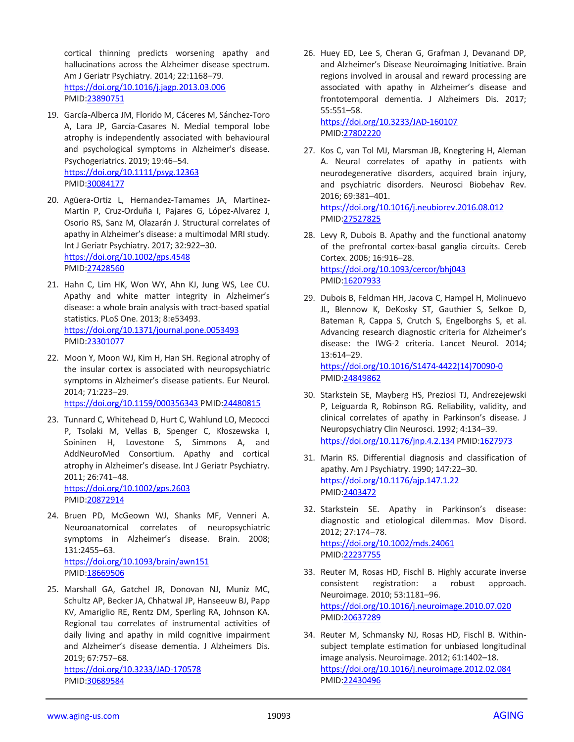cortical thinning predicts worsening apathy and hallucinations across the Alzheimer disease spectrum. Am J Geriatr Psychiatry. 2014; 22:1168–79. https://doi.org/10.1016/j.jagp.2013.03.006 PMID:23890751

19. García-Alberca JM, Florido M, Cáceres M, Sánchez-Toro A, Lara JP, García-Casares N. Medial temporal lobe atrophy is independently associated with behavioural and psychological symptoms in Alzheimer's disease. Psychogeriatrics. 2019; 19:46–54. https://doi.org/10.1111/psyg.12363 PMID:30084177

20. Agüera-Ortiz L, Hernandez-Tamames JA, Martinez-Martin P, Cruz-Orduña I, Pajares G, López-Alvarez J, Osorio RS, Sanz M, Olazarán J. Structural correlates of apathy in Alzheimer's disease: a multimodal MRI study. Int J Geriatr Psychiatry. 2017; 32:922–30. https://doi.org/10.1002/gps.4548 PMID:27428560

21. Hahn C, Lim HK, Won WY, Ahn KJ, Jung WS, Lee CU. Apathy and white matter integrity in Alzheimer's disease: a whole brain analysis with tract-based spatial statistics. PLoS One. 2013; 8:e53493. https://doi.org/10.1371/journal.pone.0053493 PMID:23301077

22. Moon Y, Moon WJ, Kim H, Han SH. Regional atrophy of the insular cortex is associated with neuropsychiatric symptoms in Alzheimer's disease patients. Eur Neurol. 2014; 71:223–29. https://doi.org/10.1159/000356343 PMID:24480815

23. Tunnard C, Whitehead D, Hurt C, Wahlund LO, Mecocci P, Tsolaki M, Vellas B, Spenger C, Kłoszewska I, Soininen H, Lovestone S, Simmons A, and AddNeuroMed Consortium. Apathy and cortical atrophy in Alzheimer's disease. Int J Geriatr Psychiatry. 2011; 26:741–48. https://doi.org/10.1002/gps.2603 PMID:20872914

24. Bruen PD, McGeown WJ, Shanks MF, Venneri A. Neuroanatomical correlates of neuropsychiatric symptoms in Alzheimer's disease. Brain. 2008; 131:2455–63. https://doi.org/10.1093/brain/awn151 PMID:18669506

25. Marshall GA, Gatchel JR, Donovan NJ, Muniz MC, Schultz AP, Becker JA, Chhatwal JP, Hanseeuw BJ, Papp KV, Amariglio RE, Rentz DM, Sperling RA, Johnson KA. Regional tau correlates of instrumental activities of daily living and apathy in mild cognitive impairment and Alzheimer's disease dementia. J Alzheimers Dis. 2019; 67:757–68. https://doi.org/10.3233/JAD-170578 PMID:30689584

26. Huey ED, Lee S, Cheran G, Grafman J, Devanand DP, and Alzheimer's Disease Neuroimaging Initiative. Brain regions involved in arousal and reward processing are associated with apathy in Alzheimer's disease and frontotemporal dementia. J Alzheimers Dis. 2017; 55:551–58. https://doi.org/10.3233/JAD-160107 PMID:27802220

27. Kos C, van Tol MJ, Marsman JB, Knegtering H, Aleman A. Neural correlates of apathy in patients with neurodegenerative disorders, acquired brain injury, and psychiatric disorders. Neurosci Biobehav Rev. 2016; 69:381–401. https://doi.org/10.1016/j.neubiorev.2016.08.012 PMID:27527825

28. Levy R, Dubois B. Apathy and the functional anatomy of the prefrontal cortex-basal ganglia circuits. Cereb Cortex. 2006; 16:916–28. https://doi.org/10.1093/cercor/bhj043 PMID:16207933

29. Dubois B, Feldman HH, Jacova C, Hampel H, Molinuevo JL, Blennow K, DeKosky ST, Gauthier S, Selkoe D, Bateman R, Cappa S, Crutch S, Engelborghs S, et al. Advancing research diagnostic criteria for Alzheimer's disease: the IWG-2 criteria. Lancet Neurol. 2014; 13:614–29. https://doi.org/10.1016/S1474-4422(14)70090-0 PMID:24849862

30. Starkstein SE, Mayberg HS, Preziosi TJ, Andrezejewski P, Leiguarda R, Robinson RG. Reliability, validity, and clinical correlates of apathy in Parkinson's disease. J Neuropsychiatry Clin Neurosci. 1992; 4:134–39. https://doi.org/10.1176/jnp.4.2.134 PMID:1627973

31. Marin RS. Differential diagnosis and classification of apathy. Am J Psychiatry. 1990; 147:22–30. https://doi.org/10.1176/ajp.147.1.22 PMID:2403472

32. Starkstein SE. Apathy in Parkinson's disease: diagnostic and etiological dilemmas. Mov Disord. 2012; 27:174–78. https://doi.org/10.1002/mds.24061 PMID:22237755

33. Reuter M, Rosas HD, Fischl B. Highly accurate inverse consistent registration: a robust approach. Neuroimage. 2010; 53:1181–96. https://doi.org/10.1016/j.neuroimage.2010.07.020 PMID:20637289

34. Reuter M, Schmansky NJ, Rosas HD, Fischl B. Within-subject template estimation for unbiased longitudinal image analysis. Neuroimage. 2012; 61:1402–18. https://doi.org/10.1016/j.neuroimage.2012.02.084 PMID:22430496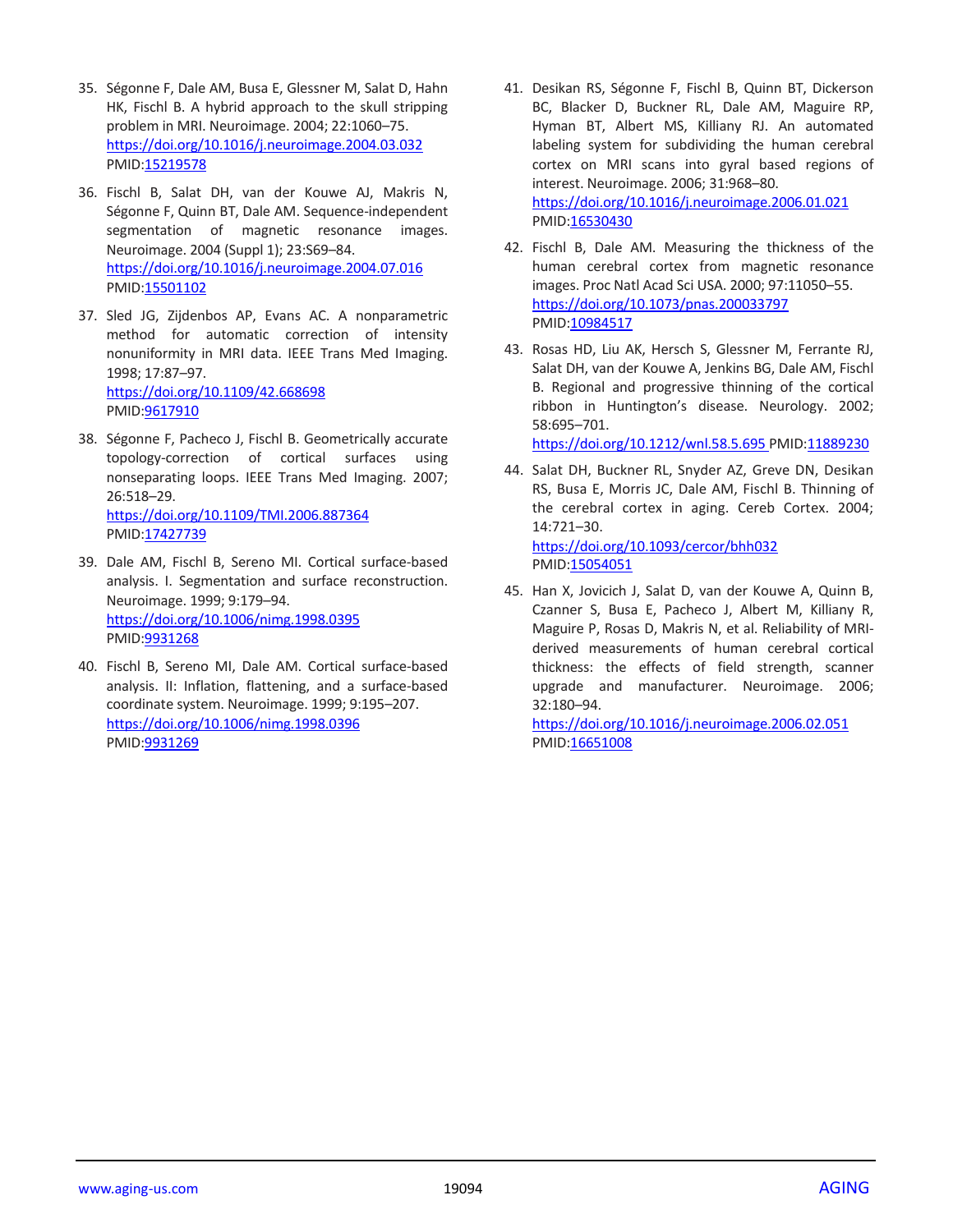35. Ségonne F, Dale AM, Busa E, Glessner M, Salat D, Hahn HK, Fischl B. A hybrid approach to the skull stripping problem in MRI. Neuroimage. 2004; 22:1060–75. https://doi.org/10.1016/j.neuroimage.2004.03.032 PMID:15219578

36. Fischl B, Salat DH, van der Kouwe AJ, Makris N, Ségonne F, Quinn BT, Dale AM. Sequence-independent segmentation of magnetic resonance images. Neuroimage. 2004 (Suppl 1); 23:S69–84. https://doi.org/10.1016/j.neuroimage.2004.07.016 PMID:15501102

37. Sled JG, Zijdenbos AP, Evans AC. A nonparametric method for automatic correction of intensity nonuniformity in MRI data. IEEE Trans Med Imaging. 1998; 17:87–97. https://doi.org/10.1109/42.668698 PMID:9617910

38. Ségonne F, Pacheco J, Fischl B. Geometrically accurate topology-correction of cortical surfaces using nonseparating loops. IEEE Trans Med Imaging. 2007; 26:518–29. https://doi.org/10.1109/TMI.2006.887364 PMID:17427739

39. Dale AM, Fischl B, Sereno MI. Cortical surface-based analysis. I. Segmentation and surface reconstruction. Neuroimage. 1999; 9:179–94. https://doi.org/10.1006/nimg.1998.0395 PMID:9931268

40. Fischl B, Sereno MI, Dale AM. Cortical surface-based analysis. II: Inflation, flattening, and a surface-based coordinate system. Neuroimage. 1999; 9:195–207. https://doi.org/10.1006/nimg.1998.0396 PMID:9931269

41. Desikan RS, Ségonne F, Fischl B, Quinn BT, Dickerson BC, Blacker D, Buckner RL, Dale AM, Maguire RP, Hyman BT, Albert MS, Killiany RJ. An automated labeling system for subdividing the human cerebral cortex on MRI scans into gyral based regions of interest. Neuroimage. 2006; 31:968–80. https://doi.org/10.1016/j.neuroimage.2006.01.021 PMID:16530430

42. Fischl B, Dale AM. Measuring the thickness of the human cerebral cortex from magnetic resonance images. Proc Natl Acad Sci USA. 2000; 97:11050–55. https://doi.org/10.1073/pnas.200033797 PMID:10984517

43. Rosas HD, Liu AK, Hersch S, Glessner M, Ferrante RJ, Salat DH, van der Kouwe A, Jenkins BG, Dale AM, Fischl B. Regional and progressive thinning of the cortical ribbon in Huntington's disease. Neurology. 2002; 58:695–701. https://doi.org/10.1212/wnl.58.5.695 PMID:11889230

44. Salat DH, Buckner RL, Snyder AZ, Greve DN, Desikan RS, Busa E, Morris JC, Dale AM, Fischl B. Thinning of the cerebral cortex in aging. Cereb Cortex. 2004; 14:721–30. https://doi.org/10.1093/cercor/bhh032 PMID:15054051

45. Han X, Jovicich J, Salat D, van der Kouwe A, Quinn B, Czanner S, Busa E, Pacheco J, Albert M, Killiany R, Maguire P, Rosas D, Makris N, et al. Reliability of MRI-derived measurements of human cerebral cortical thickness: the effects of field strength, scanner upgrade and manufacturer. Neuroimage. 2006; 32:180–94. https://doi.org/10.1016/j.neuroimage.2006.02.051 PMID:16651008